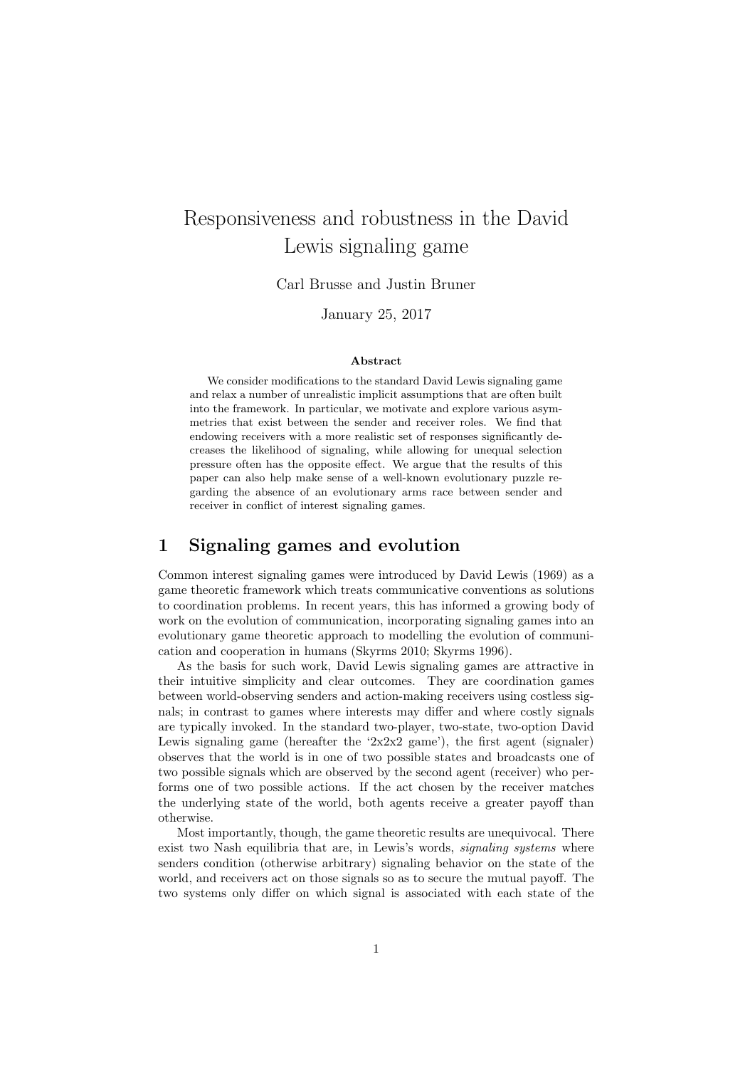# Responsiveness and robustness in the David Lewis signaling game

Carl Brusse and Justin Bruner

January 25, 2017

### Abstract

We consider modifications to the standard David Lewis signaling game and relax a number of unrealistic implicit assumptions that are often built into the framework. In particular, we motivate and explore various asymmetries that exist between the sender and receiver roles. We find that endowing receivers with a more realistic set of responses significantly decreases the likelihood of signaling, while allowing for unequal selection pressure often has the opposite effect. We argue that the results of this paper can also help make sense of a well-known evolutionary puzzle regarding the absence of an evolutionary arms race between sender and receiver in conflict of interest signaling games.

## 1 Signaling games and evolution

Common interest signaling games were introduced by David Lewis (1969) as a game theoretic framework which treats communicative conventions as solutions to coordination problems. In recent years, this has informed a growing body of work on the evolution of communication, incorporating signaling games into an evolutionary game theoretic approach to modelling the evolution of communication and cooperation in humans (Skyrms 2010; Skyrms 1996).

As the basis for such work, David Lewis signaling games are attractive in their intuitive simplicity and clear outcomes. They are coordination games between world-observing senders and action-making receivers using costless signals; in contrast to games where interests may differ and where costly signals are typically invoked. In the standard two-player, two-state, two-option David Lewis signaling game (hereafter the '2x2x2 game'), the first agent (signaler) observes that the world is in one of two possible states and broadcasts one of two possible signals which are observed by the second agent (receiver) who performs one of two possible actions. If the act chosen by the receiver matches the underlying state of the world, both agents receive a greater payoff than otherwise.

Most importantly, though, the game theoretic results are unequivocal. There exist two Nash equilibria that are, in Lewis's words, *signaling systems* where senders condition (otherwise arbitrary) signaling behavior on the state of the world, and receivers act on those signals so as to secure the mutual payoff. The two systems only differ on which signal is associated with each state of the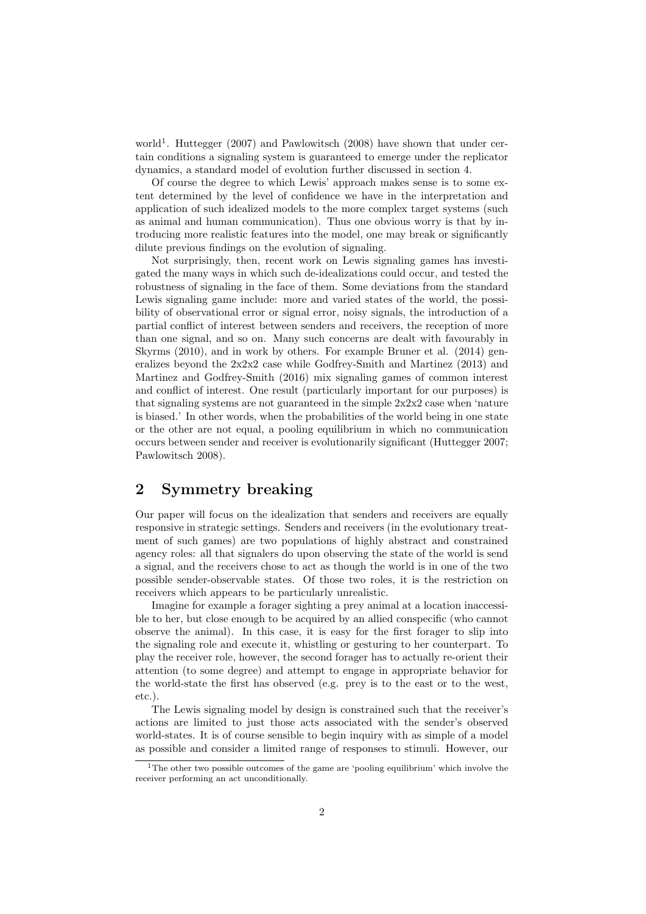world[1]. Huttegger (2007) and Pawlowitsch (2008) have shown that under certain conditions a signaling system is guaranteed to emerge under the replicator dynamics, a standard model of evolution further discussed in section 4.

Of course the degree to which Lewis' approach makes sense is to some extent determined by the level of confidence we have in the interpretation and application of such idealized models to the more complex target systems (such as animal and human communication). Thus one obvious worry is that by introducing more realistic features into the model, one may break or significantly dilute previous findings on the evolution of signaling.

Not surprisingly, then, recent work on Lewis signaling games has investigated the many ways in which such de-idealizations could occur, and tested the robustness of signaling in the face of them. Some deviations from the standard Lewis signaling game include: more and varied states of the world, the possibility of observational error or signal error, noisy signals, the introduction of a partial conflict of interest between senders and receivers, the reception of more than one signal, and so on. Many such concerns are dealt with favourably in Skyrms (2010), and in work by others. For example Bruner et al. (2014) generalizes beyond the 2x2x2 case while Godfrey-Smith and Martinez (2013) and Martinez and Godfrey-Smith (2016) mix signaling games of common interest and conflict of interest. One result (particularly important for our purposes) is that signaling systems are not guaranteed in the simple 2x2x2 case when 'nature is biased.' In other words, when the probabilities of the world being in one state or the other are not equal, a pooling equilibrium in which no communication occurs between sender and receiver is evolutionarily significant (Huttegger 2007; Pawlowitsch 2008).

## 2 Symmetry breaking

Our paper will focus on the idealization that senders and receivers are equally responsive in strategic settings. Senders and receivers (in the evolutionary treatment of such games) are two populations of highly abstract and constrained agency roles: all that signalers do upon observing the state of the world is send a signal, and the receivers chose to act as though the world is in one of the two possible sender-observable states. Of those two roles, it is the restriction on receivers which appears to be particularly unrealistic.

Imagine for example a forager sighting a prey animal at a location inaccessible to her, but close enough to be acquired by an allied conspecific (who cannot observe the animal). In this case, it is easy for the first forager to slip into the signaling role and execute it, whistling or gesturing to her counterpart. To play the receiver role, however, the second forager has to actually re-orient their attention (to some degree) and attempt to engage in appropriate behavior for the world-state the first has observed (e.g. prey is to the east or to the west, etc.).

The Lewis signaling model by design is constrained such that the receiver's actions are limited to just those acts associated with the sender's observed world-states. It is of course sensible to begin inquiry with as simple of a model as possible and consider a limited range of responses to stimuli. However, our

[1] The other two possible outcomes of the game are 'pooling equilibrium' which involve the receiver performing an act unconditionally.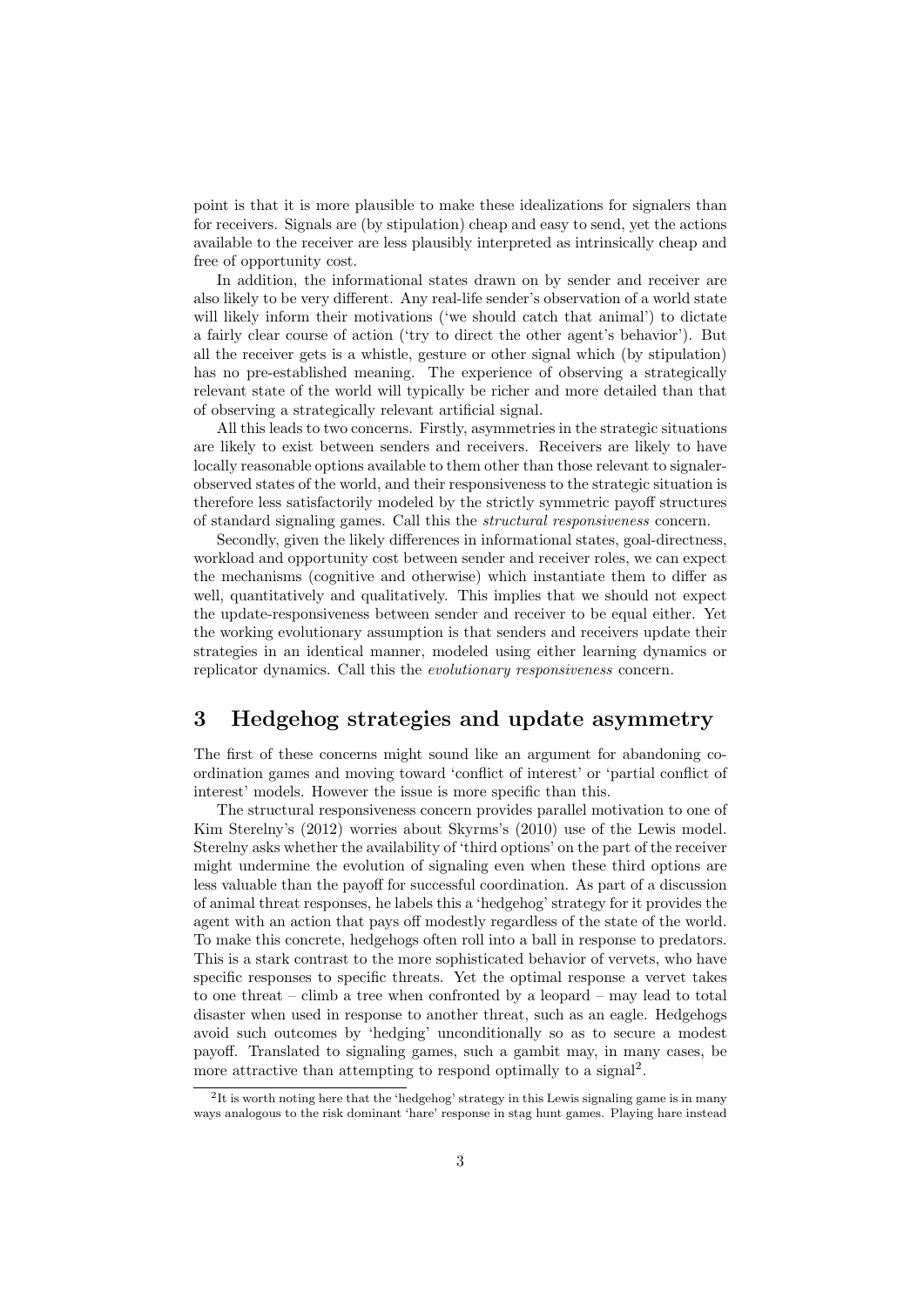point is that it is more plausible to make these idealizations for signalers than for receivers. Signals are (by stipulation) cheap and easy to send, yet the actions available to the receiver are less plausibly interpreted as intrinsically cheap and free of opportunity cost.

In addition, the informational states drawn on by sender and receiver are also likely to be very different. Any real-life sender's observation of a world state will likely inform their motivations ('we should catch that animal') to dictate a fairly clear course of action ('try to direct the other agent's behavior'). But all the receiver gets is a whistle, gesture or other signal which (by stipulation) has no pre-established meaning. The experience of observing a strategically relevant state of the world will typically be richer and more detailed than that of observing a strategically relevant artificial signal.

All this leads to two concerns. Firstly, asymmetries in the strategic situations are likely to exist between senders and receivers. Receivers are likely to have locally reasonable options available to them other than those relevant to signaler-observed states of the world, and their responsiveness to the strategic situation is therefore less satisfactorily modeled by the strictly symmetric payoff structures of standard signaling games. Call this the *structural responsiveness* concern.

Secondly, given the likely differences in informational states, goal-directness, workload and opportunity cost between sender and receiver roles, we can expect the mechanisms (cognitive and otherwise) which instantiate them to differ as well, quantitatively and qualitatively. This implies that we should not expect the update-responsiveness between sender and receiver to be equal either. Yet the working evolutionary assumption is that senders and receivers update their strategies in an identical manner, modeled using either learning dynamics or replicator dynamics. Call this the *evolutionary responsiveness* concern.

# 3 Hedgehog strategies and update asymmetry

The first of these concerns might sound like an argument for abandoning coordination games and moving toward 'conflict of interest' or 'partial conflict of interest' models. However the issue is more specific than this.

The structural responsiveness concern provides parallel motivation to one of Kim Sterelny's (2012) worries about Skyrms's (2010) use of the Lewis model. Sterelny asks whether the availability of 'third options' on the part of the receiver might undermine the evolution of signaling even when these third options are less valuable than the payoff for successful coordination. As part of a discussion of animal threat responses, he labels this a 'hedgehog' strategy for it provides the agent with an action that pays off modestly regardless of the state of the world. To make this concrete, hedgehogs often roll into a ball in response to predators. This is a stark contrast to the more sophisticated behavior of vervets, who have specific responses to specific threats. Yet the optimal response a vervet takes to one threat – climb a tree when confronted by a leopard – may lead to total disaster when used in response to another threat, such as an eagle. Hedgehogs avoid such outcomes by 'hedging' unconditionally so as to secure a modest payoff. Translated to signaling games, such a gambit may, in many cases, be more attractive than attempting to respond optimally to a signal[2].

[2] It is worth noting here that the 'hedgehog' strategy in this Lewis signaling game is in many ways analogous to the risk dominant 'hare' response in stag hunt games. Playing hare instead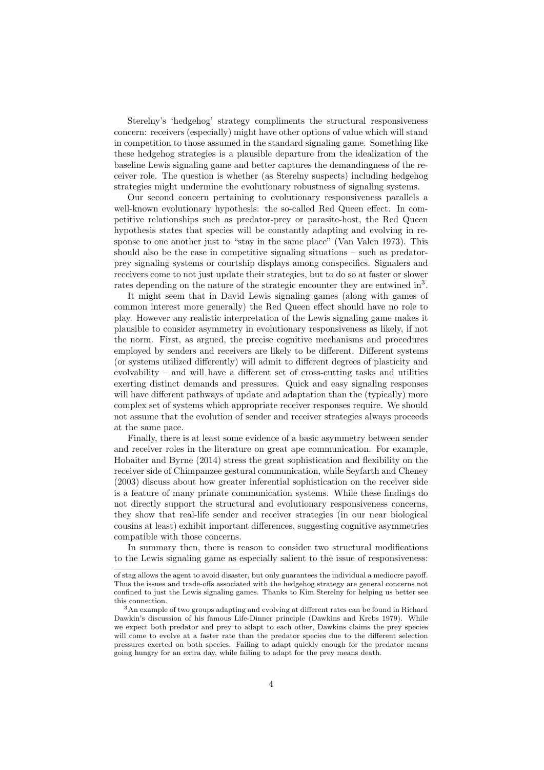Sterelny's 'hedgehog' strategy compliments the structural responsiveness concern: receivers (especially) might have other options of value which will stand in competition to those assumed in the standard signaling game. Something like these hedgehog strategies is a plausible departure from the idealization of the baseline Lewis signaling game and better captures the demandingness of the receiver role. The question is whether (as Sterelny suspects) including hedgehog strategies might undermine the evolutionary robustness of signaling systems.

Our second concern pertaining to evolutionary responsiveness parallels a well-known evolutionary hypothesis: the so-called Red Queen effect. In competitive relationships such as predator-prey or parasite-host, the Red Queen hypothesis states that species will be constantly adapting and evolving in response to one another just to "stay in the same place" (Van Valen 1973). This should also be the case in competitive signaling situations – such as predator-prey signaling systems or courtship displays among conspecifics. Signalers and receivers come to not just update their strategies, but to do so at faster or slower rates depending on the nature of the strategic encounter they are entwined in[3].

It might seem that in David Lewis signaling games (along with games of common interest more generally) the Red Queen effect should have no role to play. However any realistic interpretation of the Lewis signaling game makes it plausible to consider asymmetry in evolutionary responsiveness as likely, if not the norm. First, as argued, the precise cognitive mechanisms and procedures employed by senders and receivers are likely to be different. Different systems (or systems utilized differently) will admit to different degrees of plasticity and evolvability – and will have a different set of cross-cutting tasks and utilities exerting distinct demands and pressures. Quick and easy signaling responses will have different pathways of update and adaptation than the (typically) more complex set of systems which appropriate receiver responses require. We should not assume that the evolution of sender and receiver strategies always proceeds at the same pace.

Finally, there is at least some evidence of a basic asymmetry between sender and receiver roles in the literature on great ape communication. For example, Hobaiter and Byrne (2014) stress the great sophistication and flexibility on the receiver side of Chimpanzee gestural communication, while Seyfarth and Cheney (2003) discuss about how greater inferential sophistication on the receiver side is a feature of many primate communication systems. While these findings do not directly support the structural and evolutionary responsiveness concerns, they show that real-life sender and receiver strategies (in our near biological cousins at least) exhibit important differences, suggesting cognitive asymmetries compatible with those concerns.

In summary then, there is reason to consider two structural modifications to the Lewis signaling game as especially salient to the issue of responsiveness:

---

of stag allows the agent to avoid disaster, but only guarantees the individual a mediocre payoff. Thus the issues and trade-offs associated with the hedgehog strategy are general concerns not confined to just the Lewis signaling games. Thanks to Kim Sterelny for helping us better see this connection.

[3] An example of two groups adapting and evolving at different rates can be found in Richard Dawkin's discussion of his famous Life-Dinner principle (Dawkins and Krebs 1979). While we expect both predator and prey to adapt to each other, Dawkins claims the prey species will come to evolve at a faster rate than the predator species due to the different selection pressures exerted on both species. Failing to adapt quickly enough for the predator means going hungry for an extra day, while failing to adapt for the prey means death.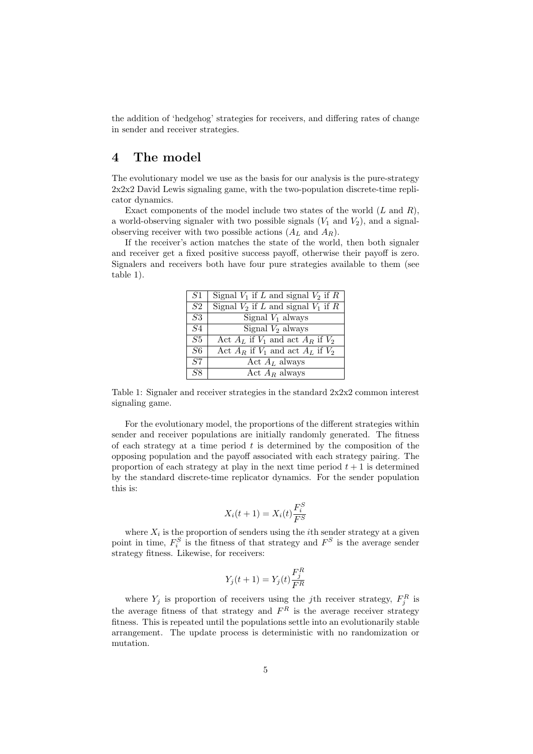the addition of 'hedgehog' strategies for receivers, and differing rates of change in sender and receiver strategies.

# 4 The model

The evolutionary model we use as the basis for our analysis is the pure-strategy 2x2x2 David Lewis signaling game, with the two-population discrete-time replicator dynamics.

Exact components of the model include two states of the world ($L$ and $R$), a world-observing signaler with two possible signals ($V_1$ and $V_2$), and a signal-observing receiver with two possible actions ($A_L$ and $A_R$).

If the receiver's action matches the state of the world, then both signaler and receiver get a fixed positive success payoff, otherwise their payoff is zero. Signalers and receivers both have four pure strategies available to them (see table 1).

| | |
|---|---|
| $S1$ | Signal $V_1$ if $L$ and signal $V_2$ if $R$ |
| $S2$ | Signal $V_2$ if $L$ and signal $V_1$ if $R$ |
| $S3$ | Signal $V_1$ always |
| $S4$ | Signal $V_2$ always |
| $S5$ | Act $A_L$ if $V_1$ and act $A_R$ if $V_2$ |
| $S6$ | Act $A_R$ if $V_1$ and act $A_L$ if $V_2$ |
| $S7$ | Act $A_L$ always |
| $S8$ | Act $A_R$ always |

Table 1: Signaler and receiver strategies in the standard 2x2x2 common interest signaling game.

For the evolutionary model, the proportions of the different strategies within sender and receiver populations are initially randomly generated. The fitness of each strategy at a time period $t$ is determined by the composition of the opposing population and the payoff associated with each strategy pairing. The proportion of each strategy at play in the next time period $t + 1$ is determined by the standard discrete-time replicator dynamics. For the sender population this is:

$$X_i(t+1) = X_i(t)\frac{F_i^S}{F^S}$$

where $X_i$ is the proportion of senders using the $i$th sender strategy at a given point in time, $F_i^S$ is the fitness of that strategy and $F^S$ is the average sender strategy fitness. Likewise, for receivers:

$$Y_j(t+1) = Y_j(t)\frac{F_j^R}{F^R}$$

where $Y_j$ is proportion of receivers using the $j$th receiver strategy, $F_j^R$ is the average fitness of that strategy and $F^R$ is the average receiver strategy fitness. This is repeated until the populations settle into an evolutionarily stable arrangement. The update process is deterministic with no randomization or mutation.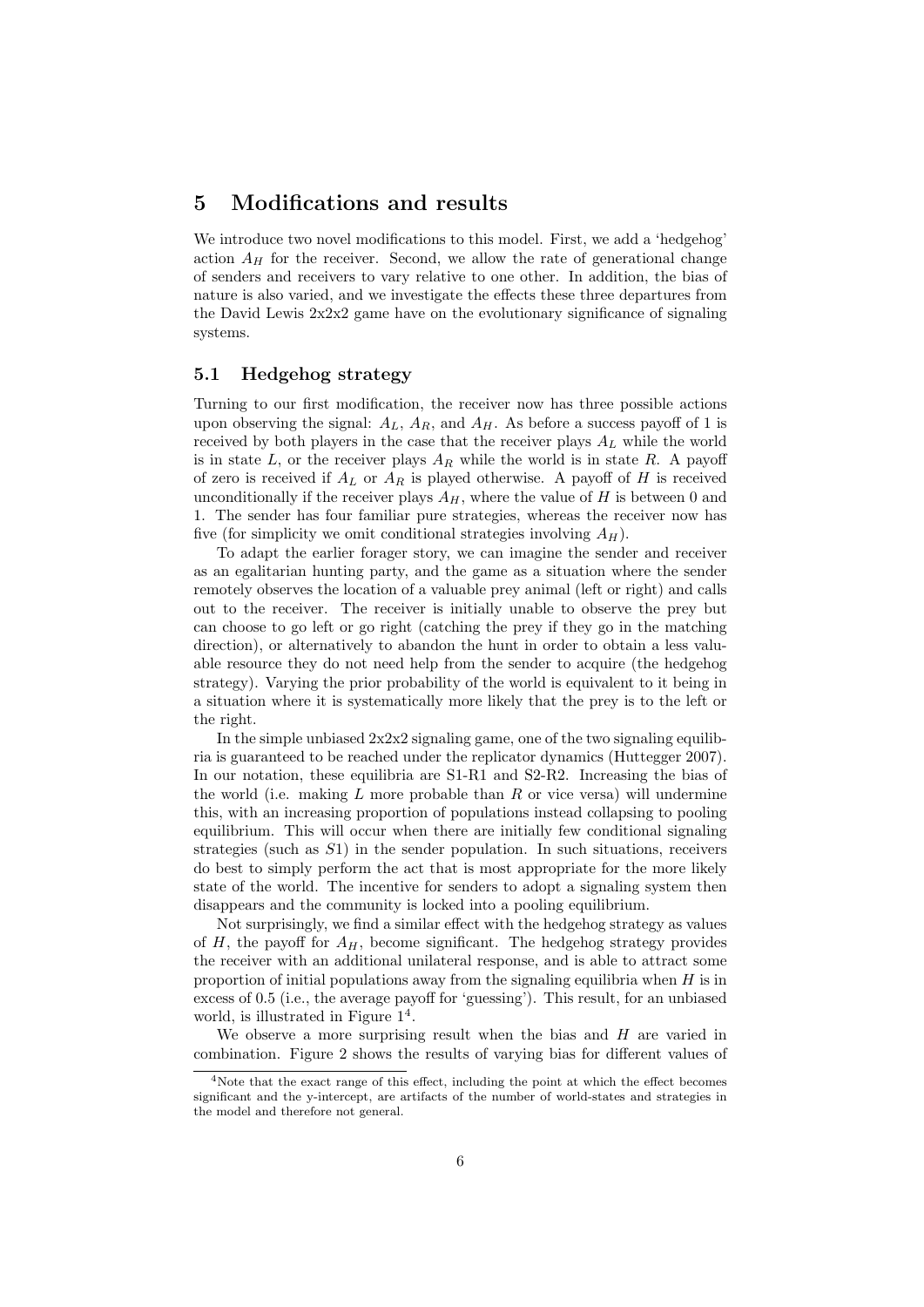## 5 Modifications and results

We introduce two novel modifications to this model. First, we add a 'hedgehog' action $A_H$ for the receiver. Second, we allow the rate of generational change of senders and receivers to vary relative to one other. In addition, the bias of nature is also varied, and we investigate the effects these three departures from the David Lewis 2x2x2 game have on the evolutionary significance of signaling systems.

### 5.1 Hedgehog strategy

Turning to our first modification, the receiver now has three possible actions upon observing the signal: $A_L$, $A_R$, and $A_H$. As before a success payoff of 1 is received by both players in the case that the receiver plays $A_L$ while the world is in state $L$, or the receiver plays $A_R$ while the world is in state $R$. A payoff of zero is received if $A_L$ or $A_R$ is played otherwise. A payoff of $H$ is received unconditionally if the receiver plays $A_H$, where the value of $H$ is between 0 and 1. The sender has four familiar pure strategies, whereas the receiver now has five (for simplicity we omit conditional strategies involving $A_H$).

To adapt the earlier forager story, we can imagine the sender and receiver as an egalitarian hunting party, and the game as a situation where the sender remotely observes the location of a valuable prey animal (left or right) and calls out to the receiver. The receiver is initially unable to observe the prey but can choose to go left or go right (catching the prey if they go in the matching direction), or alternatively to abandon the hunt in order to obtain a less valuable resource they do not need help from the sender to acquire (the hedgehog strategy). Varying the prior probability of the world is equivalent to it being in a situation where it is systematically more likely that the prey is to the left or the right.

In the simple unbiased 2x2x2 signaling game, one of the two signaling equilibria is guaranteed to be reached under the replicator dynamics (Huttegger 2007). In our notation, these equilibria are S1-R1 and S2-R2. Increasing the bias of the world (i.e. making $L$ more probable than $R$ or vice versa) will undermine this, with an increasing proportion of populations instead collapsing to pooling equilibrium. This will occur when there are initially few conditional signaling strategies (such as $S1$) in the sender population. In such situations, receivers do best to simply perform the act that is most appropriate for the more likely state of the world. The incentive for senders to adopt a signaling system then disappears and the community is locked into a pooling equilibrium.

Not surprisingly, we find a similar effect with the hedgehog strategy as values of $H$, the payoff for $A_H$, become significant. The hedgehog strategy provides the receiver with an additional unilateral response, and is able to attract some proportion of initial populations away from the signaling equilibria when $H$ is in excess of 0.5 (i.e., the average payoff for 'guessing'). This result, for an unbiased world, is illustrated in Figure 1[4].

We observe a more surprising result when the bias and $H$ are varied in combination. Figure 2 shows the results of varying bias for different values of

[4] Note that the exact range of this effect, including the point at which the effect becomes significant and the y-intercept, are artifacts of the number of world-states and strategies in the model and therefore not general.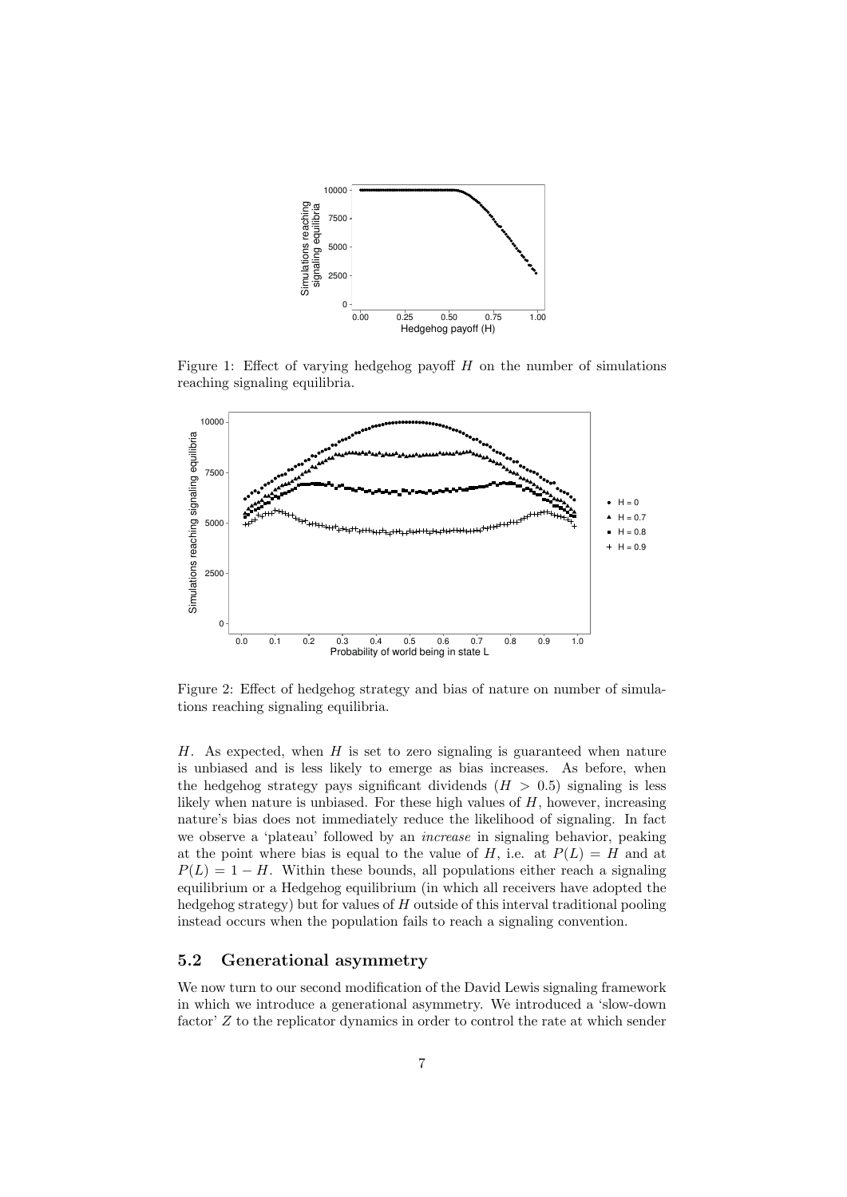Figure 1: Effect of varying hedgehog payoff $H$ on the number of simulations reaching signaling equilibria.

Figure 2: Effect of hedgehog strategy and bias of nature on number of simulations reaching signaling equilibria.

$H$. As expected, when $H$ is set to zero signaling is guaranteed when nature is unbiased and is less likely to emerge as bias increases. As before, when the hedgehog strategy pays significant dividends ($H > 0.5$) signaling is less likely when nature is unbiased. For these high values of $H$, however, increasing nature's bias does not immediately reduce the likelihood of signaling. In fact we observe a 'plateau' followed by an *increase* in signaling behavior, peaking at the point where bias is equal to the value of $H$, i.e. at $P(L) = H$ and at $P(L) = 1 - H$. Within these bounds, all populations either reach a signaling equilibrium or a Hedgehog equilibrium (in which all receivers have adopted the hedgehog strategy) but for values of $H$ outside of this interval traditional pooling instead occurs when the population fails to reach a signaling convention.

## 5.2 Generational asymmetry

We now turn to our second modification of the David Lewis signaling framework in which we introduce a generational asymmetry. We introduced a 'slow-down factor' $Z$ to the replicator dynamics in order to control the rate at which sender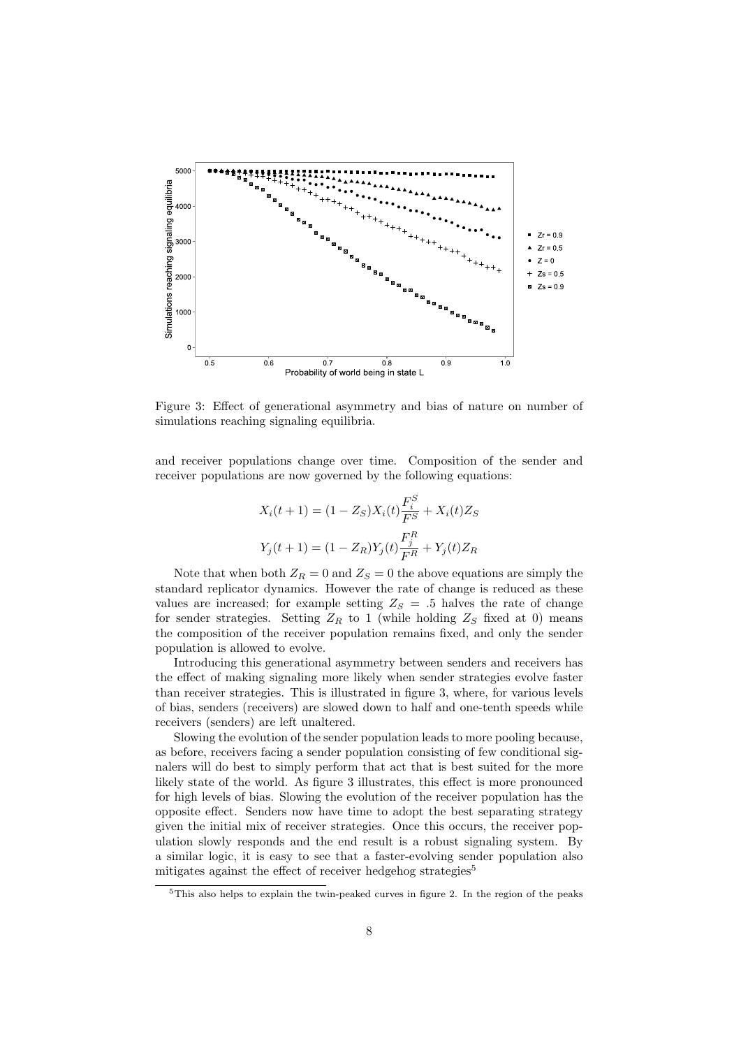Figure 3: Effect of generational asymmetry and bias of nature on number of simulations reaching signaling equilibria.

and receiver populations change over time. Composition of the sender and receiver populations are now governed by the following equations:

$$X_i(t+1) = (1 - Z_S)X_i(t)\frac{F_i^S}{F^S} + X_i(t)Z_S$$

$$Y_j(t+1) = (1 - Z_R)Y_j(t)\frac{F_j^R}{F^R} + Y_j(t)Z_R$$

Note that when both $Z_R = 0$ and $Z_S = 0$ the above equations are simply the standard replicator dynamics. However the rate of change is reduced as these values are increased; for example setting $Z_S = .5$ halves the rate of change for sender strategies. Setting $Z_R$ to 1 (while holding $Z_S$ fixed at 0) means the composition of the receiver population remains fixed, and only the sender population is allowed to evolve.

Introducing this generational asymmetry between senders and receivers has the effect of making signaling more likely when sender strategies evolve faster than receiver strategies. This is illustrated in figure 3, where, for various levels of bias, senders (receivers) are slowed down to half and one-tenth speeds while receivers (senders) are left unaltered.

Slowing the evolution of the sender population leads to more pooling because, as before, receivers facing a sender population consisting of few conditional signalers will do best to simply perform that act that is best suited for the more likely state of the world. As figure 3 illustrates, this effect is more pronounced for high levels of bias. Slowing the evolution of the receiver population has the opposite effect. Senders now have time to adopt the best separating strategy given the initial mix of receiver strategies. Once this occurs, the receiver population slowly responds and the end result is a robust signaling system. By a similar logic, it is easy to see that a faster-evolving sender population also mitigates against the effect of receiver hedgehog strategies[5]

[5] This also helps to explain the twin-peaked curves in figure 2. In the region of the peaks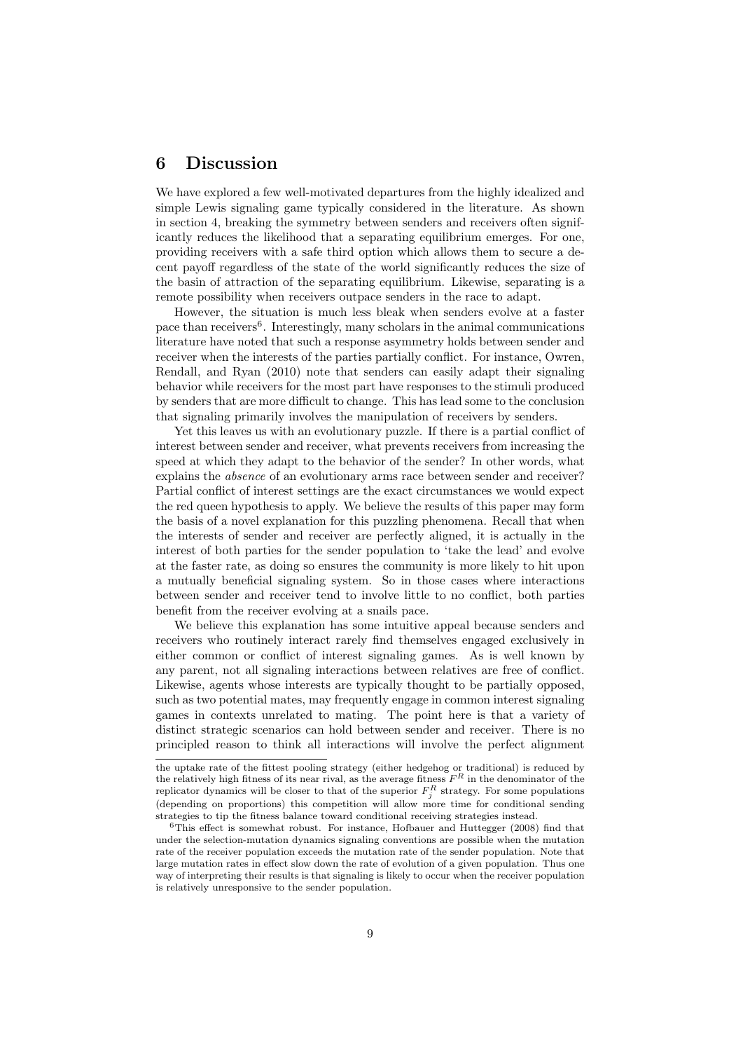## 6 Discussion

We have explored a few well-motivated departures from the highly idealized and simple Lewis signaling game typically considered in the literature. As shown in section 4, breaking the symmetry between senders and receivers often significantly reduces the likelihood that a separating equilibrium emerges. For one, providing receivers with a safe third option which allows them to secure a decent payoff regardless of the state of the world significantly reduces the size of the basin of attraction of the separating equilibrium. Likewise, separating is a remote possibility when receivers outpace senders in the race to adapt.

However, the situation is much less bleak when senders evolve at a faster pace than receivers[6]. Interestingly, many scholars in the animal communications literature have noted that such a response asymmetry holds between sender and receiver when the interests of the parties partially conflict. For instance, Owren, Rendall, and Ryan (2010) note that senders can easily adapt their signaling behavior while receivers for the most part have responses to the stimuli produced by senders that are more difficult to change. This has lead some to the conclusion that signaling primarily involves the manipulation of receivers by senders.

Yet this leaves us with an evolutionary puzzle. If there is a partial conflict of interest between sender and receiver, what prevents receivers from increasing the speed at which they adapt to the behavior of the sender? In other words, what explains the *absence* of an evolutionary arms race between sender and receiver? Partial conflict of interest settings are the exact circumstances we would expect the red queen hypothesis to apply. We believe the results of this paper may form the basis of a novel explanation for this puzzling phenomena. Recall that when the interests of sender and receiver are perfectly aligned, it is actually in the interest of both parties for the sender population to 'take the lead' and evolve at the faster rate, as doing so ensures the community is more likely to hit upon a mutually beneficial signaling system. So in those cases where interactions between sender and receiver tend to involve little to no conflict, both parties benefit from the receiver evolving at a snails pace.

We believe this explanation has some intuitive appeal because senders and receivers who routinely interact rarely find themselves engaged exclusively in either common or conflict of interest signaling games. As is well known by any parent, not all signaling interactions between relatives are free of conflict. Likewise, agents whose interests are typically thought to be partially opposed, such as two potential mates, may frequently engage in common interest signaling games in contexts unrelated to mating. The point here is that a variety of distinct strategic scenarios can hold between sender and receiver. There is no principled reason to think all interactions will involve the perfect alignment

---

the uptake rate of the fittest pooling strategy (either hedgehog or traditional) is reduced by the relatively high fitness of its near rival, as the average fitness $F^R$ in the denominator of the replicator dynamics will be closer to that of the superior $F^R_j$ strategy. For some populations (depending on proportions) this competition will allow more time for conditional sending strategies to tip the fitness balance toward conditional receiving strategies instead.

[6] This effect is somewhat robust. For instance, Hofbauer and Huttegger (2008) find that under the selection-mutation dynamics signaling conventions are possible when the mutation rate of the receiver population exceeds the mutation rate of the sender population. Note that large mutation rates in effect slow down the rate of evolution of a given population. Thus one way of interpreting their results is that signaling is likely to occur when the receiver population is relatively unresponsive to the sender population.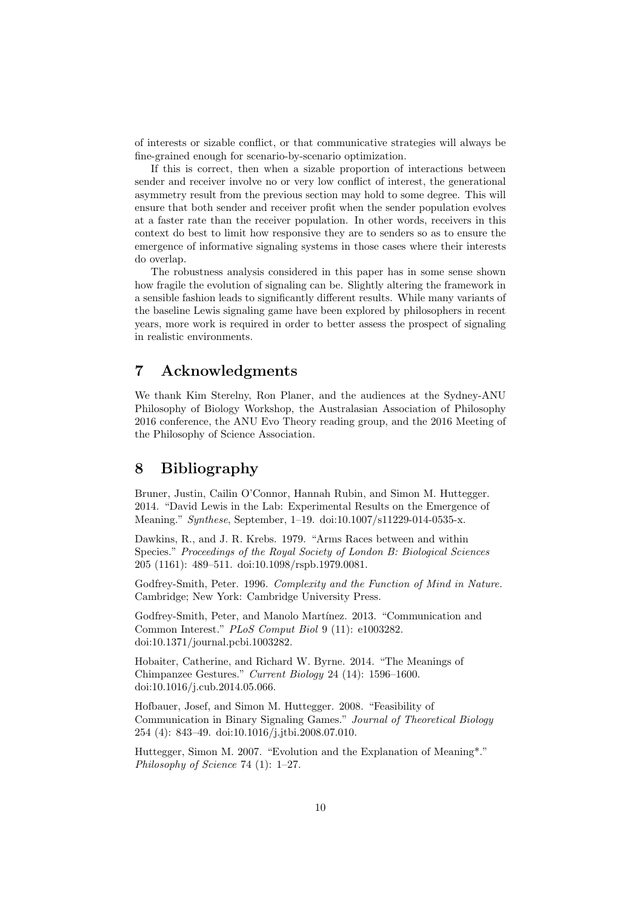of interests or sizable conflict, or that communicative strategies will always be fine-grained enough for scenario-by-scenario optimization.

If this is correct, then when a sizable proportion of interactions between sender and receiver involve no or very low conflict of interest, the generational asymmetry result from the previous section may hold to some degree. This will ensure that both sender and receiver profit when the sender population evolves at a faster rate than the receiver population. In other words, receivers in this context do best to limit how responsive they are to senders so as to ensure the emergence of informative signaling systems in those cases where their interests do overlap.

The robustness analysis considered in this paper has in some sense shown how fragile the evolution of signaling can be. Slightly altering the framework in a sensible fashion leads to significantly different results. While many variants of the baseline Lewis signaling game have been explored by philosophers in recent years, more work is required in order to better assess the prospect of signaling in realistic environments.

## 7 Acknowledgments

We thank Kim Sterelny, Ron Planer, and the audiences at the Sydney-ANU Philosophy of Biology Workshop, the Australasian Association of Philosophy 2016 conference, the ANU Evo Theory reading group, and the 2016 Meeting of the Philosophy of Science Association.

## 8 Bibliography

Bruner, Justin, Cailin O'Connor, Hannah Rubin, and Simon M. Huttegger. 2014. "David Lewis in the Lab: Experimental Results on the Emergence of Meaning." *Synthese*, September, 1–19. doi:10.1007/s11229-014-0535-x.

Dawkins, R., and J. R. Krebs. 1979. "Arms Races between and within Species." *Proceedings of the Royal Society of London B: Biological Sciences* 205 (1161): 489–511. doi:10.1098/rspb.1979.0081.

Godfrey-Smith, Peter. 1996. *Complexity and the Function of Mind in Nature.* Cambridge; New York: Cambridge University Press.

Godfrey-Smith, Peter, and Manolo Martínez. 2013. "Communication and Common Interest." *PLoS Comput Biol* 9 (11): e1003282. doi:10.1371/journal.pcbi.1003282.

Hobaiter, Catherine, and Richard W. Byrne. 2014. "The Meanings of Chimpanzee Gestures." *Current Biology* 24 (14): 1596–1600. doi:10.1016/j.cub.2014.05.066.

Hofbauer, Josef, and Simon M. Huttegger. 2008. "Feasibility of Communication in Binary Signaling Games." *Journal of Theoretical Biology* 254 (4): 843–49. doi:10.1016/j.jtbi.2008.07.010.

Huttegger, Simon M. 2007. "Evolution and the Explanation of Meaning*." *Philosophy of Science* 74 (1): 1–27.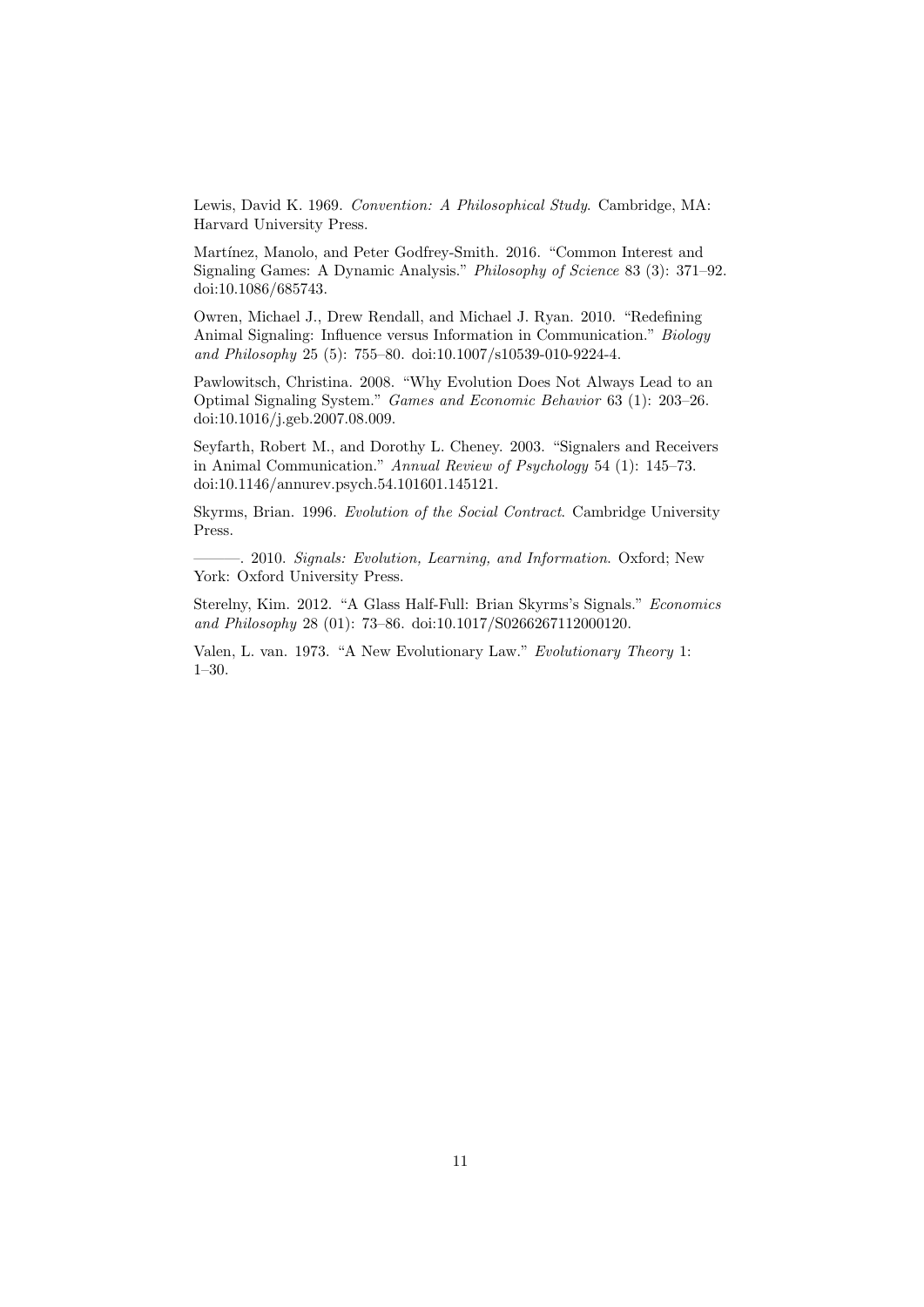Lewis, David K. 1969. *Convention: A Philosophical Study*. Cambridge, MA: Harvard University Press.

Martínez, Manolo, and Peter Godfrey-Smith. 2016. "Common Interest and Signaling Games: A Dynamic Analysis." *Philosophy of Science* 83 (3): 371–92. doi:10.1086/685743.

Owren, Michael J., Drew Rendall, and Michael J. Ryan. 2010. "Redefining Animal Signaling: Influence versus Information in Communication." *Biology and Philosophy* 25 (5): 755–80. doi:10.1007/s10539-010-9224-4.

Pawlowitsch, Christina. 2008. "Why Evolution Does Not Always Lead to an Optimal Signaling System." *Games and Economic Behavior* 63 (1): 203–26. doi:10.1016/j.geb.2007.08.009.

Seyfarth, Robert M., and Dorothy L. Cheney. 2003. "Signalers and Receivers in Animal Communication." *Annual Review of Psychology* 54 (1): 145–73. doi:10.1146/annurev.psych.54.101601.145121.

Skyrms, Brian. 1996. *Evolution of the Social Contract*. Cambridge University Press.

———. 2010. *Signals: Evolution, Learning, and Information*. Oxford; New York: Oxford University Press.

Sterelny, Kim. 2012. "A Glass Half-Full: Brian Skyrms's Signals." *Economics and Philosophy* 28 (01): 73–86. doi:10.1017/S0266267112000120.

Valen, L. van. 1973. "A New Evolutionary Law." *Evolutionary Theory* 1: 1–30.